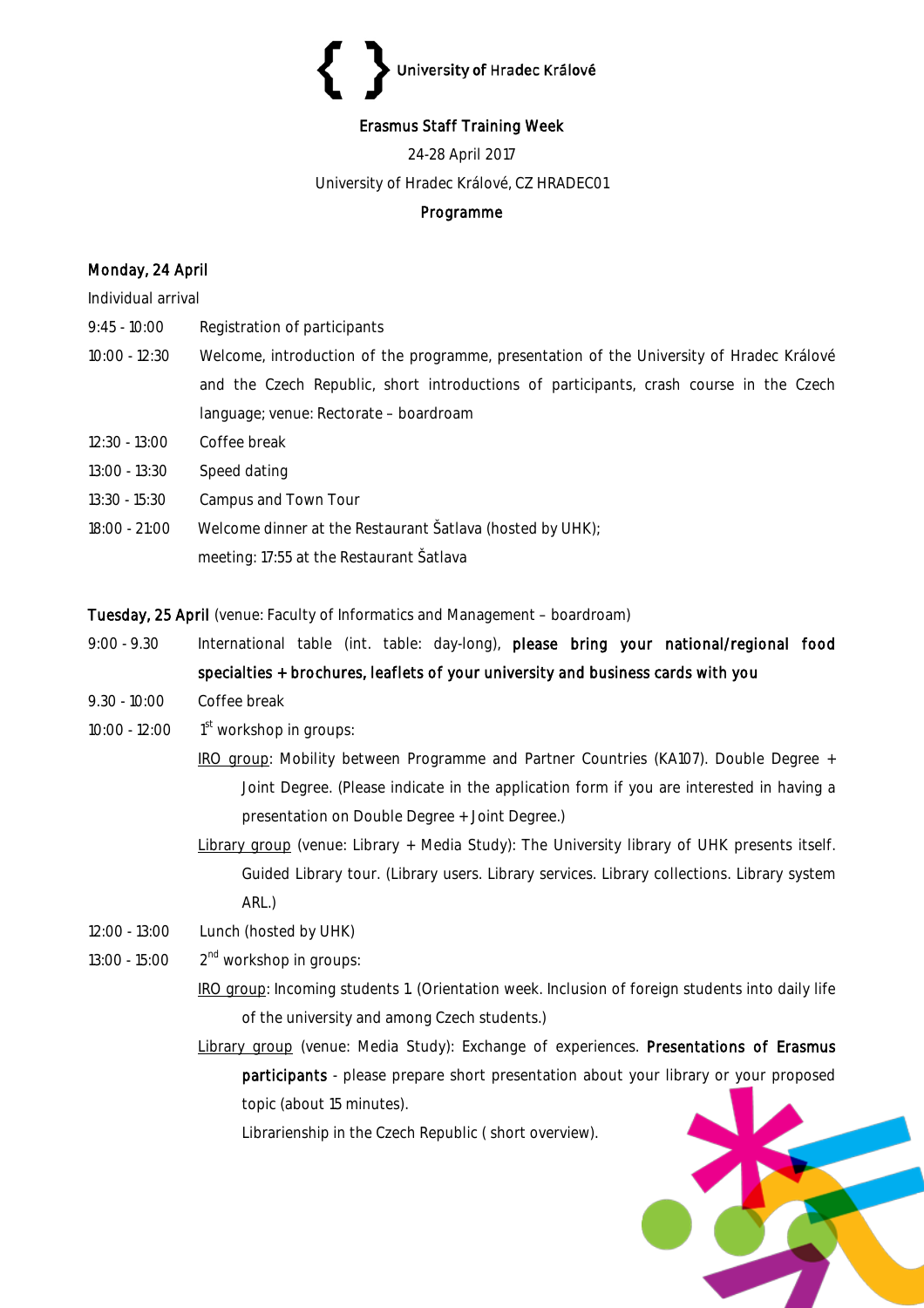University of Hradec Králové

# Erasmus Staff Training Week

24-28 April 2017

University of Hradec Králové, CZ HRADEC01

## Programme

### Monday, 24 April

Individual arrival

9:45 - 10:00 Registration of participants

10:00 - 12:30 Welcome, introduction of the programme, presentation of the University of Hradec Králové and the Czech Republic, short introductions of participants, crash course in the Czech language; venue: Rectorate – boardroam

12:30 - 13:00 Coffee break

13:00 - 13:30 Speed dating

13:30 - 15:30 Campus and Town Tour

18:00 - 21:00 Welcome dinner at the Restaurant Šatlava (hosted by UHK); meeting: 17:55 at the Restaurant Šatlava

### Tuesday, 25 April (venue: Faculty of Informatics and Management – boardroam)

9:00 - 9.30 International table (int. table: day-long), **please bring your national/regional food specialties + brochures, leaflets of your university and business cards with you**

9.30 - 10:00 Coffee break

10:00 - 12:00 1st workshop in groups:

- IRO group: Mobility between Programme and Partner Countries (KA107). Double Degree + Joint Degree. (Please indicate in the application form if you are interested in having a presentation on Double Degree + Joint Degree.)
- Library group (venue: Library + Media Study): The University library of UHK presents itself. Guided Library tour. (Library users. Library services. Library collections. Library system ARL.)

12:00 - 13:00 Lunch (hosted by UHK)

13:00 - 15:00 2nd workshop in groups:

- IRO group: Incoming students 1. (Orientation week. Inclusion of foreign students into daily life of the university and among Czech students.)
- Library group (venue: Media Study): Exchange of experiences. **Presentations of Erasmus participants** - please prepare short presentation about your library or your proposed topic (about 15 minutes).

  Librarienship in the Czech Republic ( short overview).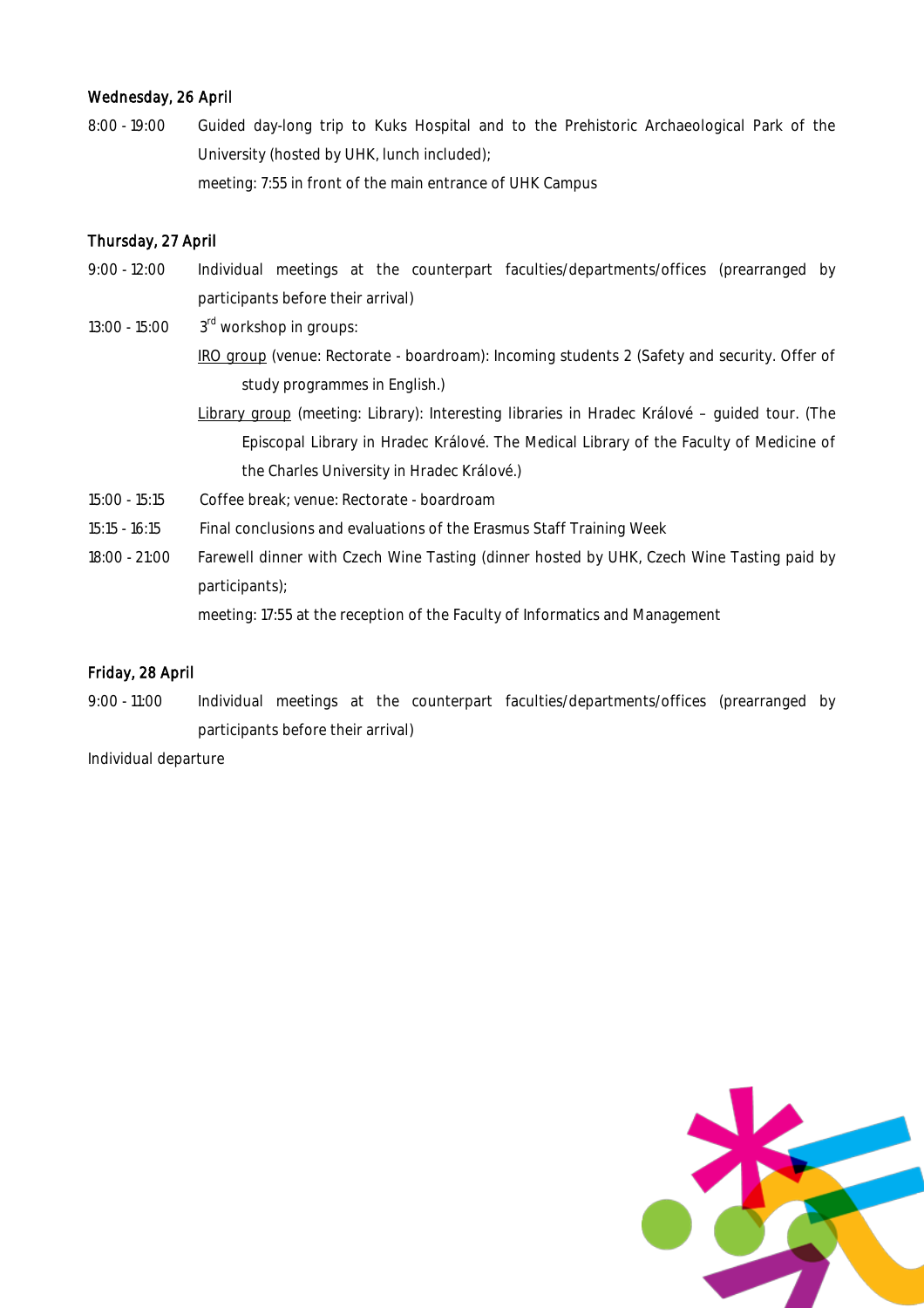### Wednesday, 26 April

8:00 - 19:00 Guided day-long trip to Kuks Hospital and to the Prehistoric Archaeological Park of the University (hosted by UHK, lunch included);
meeting: 7:55 in front of the main entrance of UHK Campus

### Thursday, 27 April

9:00 - 12:00 Individual meetings at the counterpart faculties/departments/offices (prearranged by participants before their arrival)

13:00 - 15:00 3rd workshop in groups:

<u>IRO group</u> (venue: Rectorate - boardroam): Incoming students 2 (Safety and security. Offer of study programmes in English.)

<u>Library group</u> (meeting: Library): Interesting libraries in Hradec Králové – guided tour. (The Episcopal Library in Hradec Králové. The Medical Library of the Faculty of Medicine of the Charles University in Hradec Králové.)

15:00 - 15:15 Coffee break; venue: Rectorate - boardroam

15:15 - 16:15 Final conclusions and evaluations of the Erasmus Staff Training Week

18:00 - 21:00 Farewell dinner with Czech Wine Tasting (dinner hosted by UHK, Czech Wine Tasting paid by participants);
meeting: 17:55 at the reception of the Faculty of Informatics and Management

### Friday, 28 April

9:00 - 11:00 Individual meetings at the counterpart faculties/departments/offices (prearranged by participants before their arrival)

Individual departure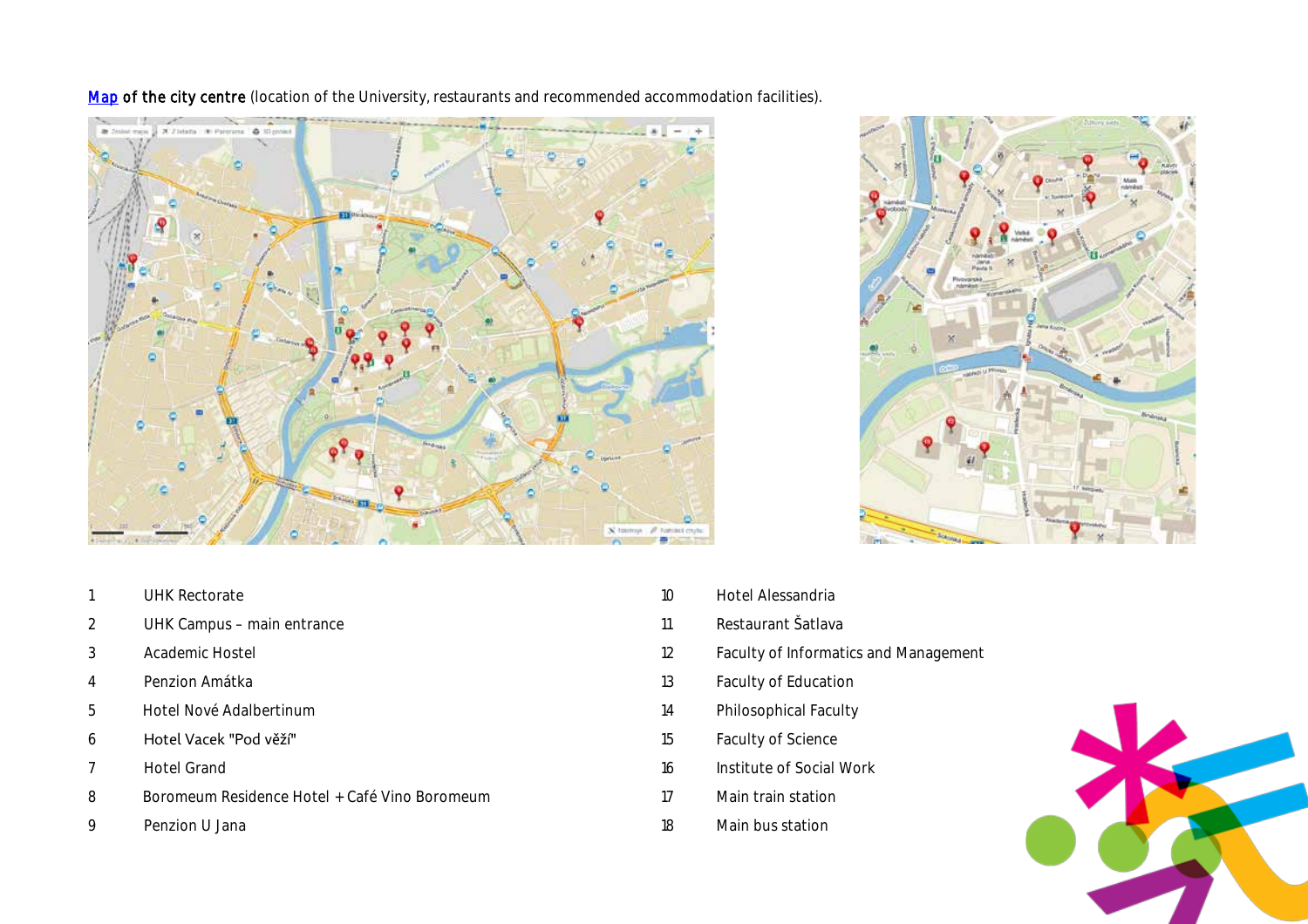[Map](#) of the city centre (location of the University, restaurants and recommended accommodation facilities).

| | | | |
|---|---|---|---|
| 1 | UHK Rectorate | 10 | Hotel Alessandria |
| 2 | UHK Campus – main entrance | 11 | Restaurant Šatlava |
| 3 | Academic Hostel | 12 | Faculty of Informatics and Management |
| 4 | Penzion Amátka | 13 | Faculty of Education |
| 5 | Hotel Nové Adalbertinum | 14 | Philosophical Faculty |
| 6 | Hotel Vacek "Pod věží" | 15 | Faculty of Science |
| 7 | Hotel Grand | 16 | Institute of Social Work |
| 8 | Boromeum Residence Hotel + Café Vino Boromeum | 17 | Main train station |
| 9 | Penzion U Jana | 18 | Main bus station |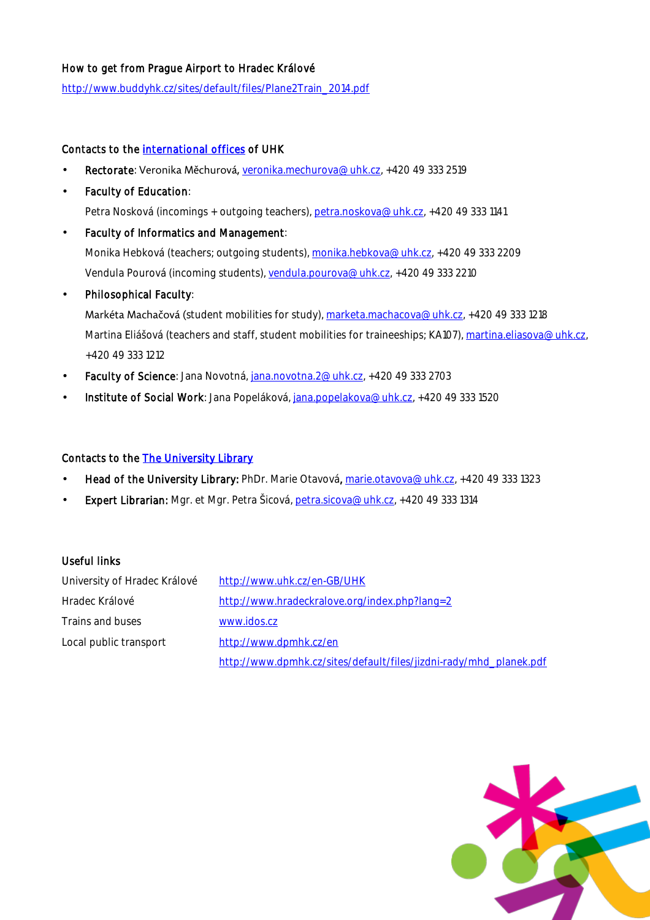How to get from Prague Airport to Hradec Králové

http://www.buddyhk.cz/sites/default/files/Plane2Train_2014.pdf

Contacts to the international offices of UHK

- Rectorate: Veronika Měchurová, veronika.mechurova@uhk.cz, +420 49 333 2519
- Faculty of Education:
  Petra Nosková (incomings + outgoing teachers), petra.noskova@uhk.cz, +420 49 333 1141
- Faculty of Informatics and Management:
  Monika Hebková (teachers; outgoing students), monika.hebkova@uhk.cz, +420 49 333 2209
  Vendula Pourová (incoming students), vendula.pourova@uhk.cz, +420 49 333 2210
- Philosophical Faculty:
  Markéta Machačová (student mobilities for study), marketa.machacova@uhk.cz, +420 49 333 1218
  Martina Eliášová (teachers and staff, student mobilities for traineeships; KA107), martina.eliasova@uhk.cz, +420 49 333 1212
- Faculty of Science: Jana Novotná, jana.novotna.2@uhk.cz, +420 49 333 2703
- Institute of Social Work: Jana Popeláková, jana.popelakova@uhk.cz, +420 49 333 1520

Contacts to the The University Library

- **Head of the University Library:** PhDr. Marie Otavová, marie.otavova@uhk.cz, +420 49 333 1323
- **Expert Librarian:** Mgr. et Mgr. Petra Šicová, petra.sicova@uhk.cz, +420 49 333 1314

Useful links

| | |
|---|---|
| University of Hradec Králové | http://www.uhk.cz/en-GB/UHK |
| Hradec Králové | http://www.hradeckralove.org/index.php?lang=2 |
| Trains and buses | www.idos.cz |
| Local public transport | http://www.dpmhk.cz/en |
| | http://www.dpmhk.cz/sites/default/files/jizdni-rady/mhd_planek.pdf |